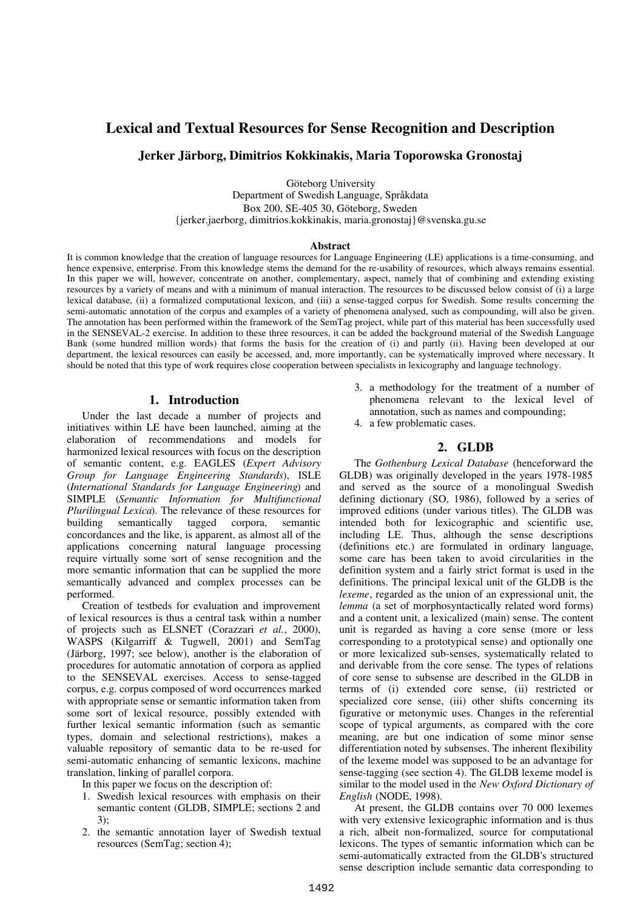# Lexical and Textual Resources for Sense Recognition and Description

**Jerker Järborg, Dimitrios Kokkinakis, Maria Toporowska Gronostaj**

Göteborg University
Department of Swedish Language, Språkdata
Box 200, SE-405 30, Göteborg, Sweden
{jerker.jaerborg, dimitrios.kokkinakis, maria.gronostaj}@svenska.gu.se

## Abstract

It is common knowledge that the creation of language resources for Language Engineering (LE) applications is a time-consuming, and hence expensive, enterprise. From this knowledge stems the demand for the re-usability of resources, which always remains essential. In this paper we will, however, concentrate on another, complementary, aspect, namely that of combining and extending existing resources by a variety of means and with a minimum of manual interaction. The resources to be discussed below consist of (i) a large lexical database, (ii) a formalized computational lexicon, and (iii) a sense-tagged corpus for Swedish. Some results concerning the semi-automatic annotation of the corpus and examples of a variety of phenomena analysed, such as compounding, will also be given. The annotation has been performed within the framework of the SemTag project, while part of this material has been successfully used in the SENSEVAL-2 exercise. In addition to these three resources, it can be added the background material of the Swedish Language Bank (some hundred million words) that forms the basis for the creation of (i) and partly (ii). Having been developed at our department, the lexical resources can easily be accessed, and, more importantly, can be systematically improved where necessary. It should be noted that this type of work requires close cooperation between specialists in lexicography and language technology.

## 1. Introduction

Under the last decade a number of projects and initiatives within LE have been launched, aiming at the elaboration of recommendations and models for harmonized lexical resources with focus on the description of semantic content, e.g. EAGLES (*Expert Advisory Group for Language Engineering Standards*), ISLE (*International Standards for Language Engineering*) and SIMPLE (*Semantic Information for Multifunctional Plurilingual Lexica*). The relevance of these resources for building semantically tagged corpora, semantic concordances and the like, is apparent, as almost all of the applications concerning natural language processing require virtually some sort of sense recognition and the more semantic information that can be supplied the more semantically advanced and complex processes can be performed.

Creation of testbeds for evaluation and improvement of lexical resources is thus a central task within a number of projects such as ELSNET (Corazzari *et al.*, 2000), WASPS (Kilgarriff & Tugwell, 2001) and SemTag (Järborg, 1997; see below), another is the elaboration of procedures for automatic annotation of corpora as applied to the SENSEVAL exercises. Access to sense-tagged corpus, e.g. corpus composed of word occurrences marked with appropriate sense or semantic information taken from some sort of lexical resource, possibly extended with further lexical semantic information (such as semantic types, domain and selectional restrictions), makes a valuable repository of semantic data to be re-used for semi-automatic enhancing of semantic lexicons, machine translation, linking of parallel corpora.

In this paper we focus on the description of:

1. Swedish lexical resources with emphasis on their semantic content (GLDB, SIMPLE; sections 2 and 3);
2. the semantic annotation layer of Swedish textual resources (SemTag; section 4);
3. a methodology for the treatment of a number of phenomena relevant to the lexical level of annotation, such as names and compounding;
4. a few problematic cases.

## 2. GLDB

The *Gothenburg Lexical Database* (henceforward the GLDB) was originally developed in the years 1978-1985 and served as the source of a monolingual Swedish defining dictionary (SO, 1986), followed by a series of improved editions (under various titles). The GLDB was intended both for lexicographic and scientific use, including LE. Thus, although the sense descriptions (definitions etc.) are formulated in ordinary language, some care has been taken to avoid circularities in the definition system and a fairly strict format is used in the definitions. The principal lexical unit of the GLDB is the *lexeme*, regarded as the union of an expressional unit, the *lemma* (a set of morphosyntactically related word forms) and a content unit, a lexicalized (main) sense. The content unit is regarded as having a core sense (more or less corresponding to a prototypical sense) and optionally one or more lexicalized sub-senses, systematically related to and derivable from the core sense. The types of relations of core sense to subsense are described in the GLDB in terms of (i) extended core sense, (ii) restricted or specialized core sense, (iii) other shifts concerning its figurative or metonymic uses. Changes in the referential scope of typical arguments, as compared with the core meaning, are but one indication of some minor sense differentiation noted by subsenses. The inherent flexibility of the lexeme model was supposed to be an advantage for sense-tagging (see section 4). The GLDB lexeme model is similar to the model used in the *New Oxford Dictionary of English* (NODE, 1998).

At present, the GLDB contains over 70 000 lexemes with very extensive lexicographic information and is thus a rich, albeit non-formalized, source for computational lexicons. The types of semantic information which can be semi-automatically extracted from the GLDB's structured sense description include semantic data corresponding to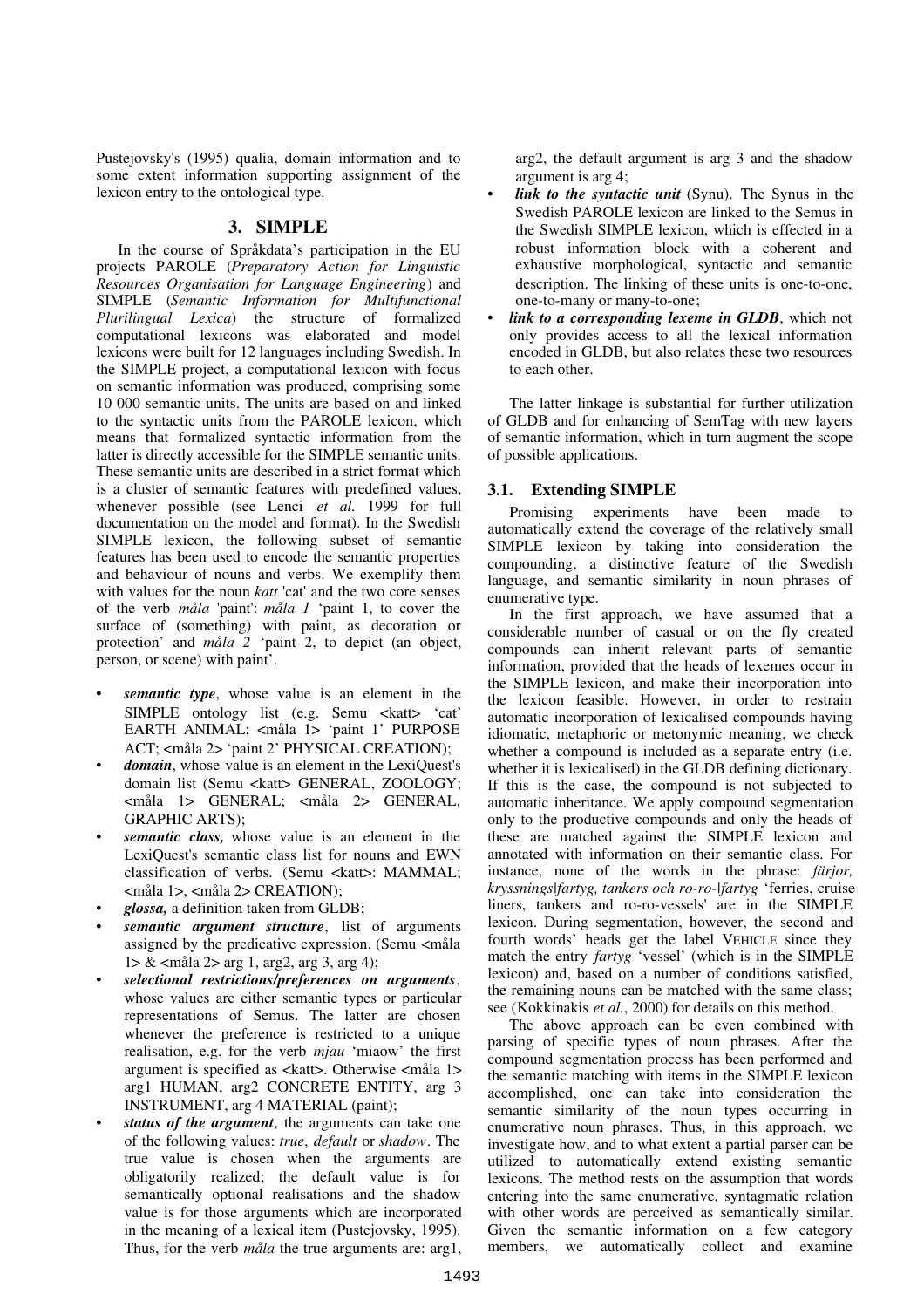Pustejovsky's (1995) qualia, domain information and to some extent information supporting assignment of the lexicon entry to the ontological type.

## 3. SIMPLE

In the course of Språkdata's participation in the EU projects PAROLE (*Preparatory Action for Linguistic Resources Organisation for Language Engineering*) and SIMPLE (*Semantic Information for Multifunctional Plurilingual Lexica*) the structure of formalized computational lexicons was elaborated and model lexicons were built for 12 languages including Swedish. In the SIMPLE project, a computational lexicon with focus on semantic information was produced, comprising some 10 000 semantic units. The units are based on and linked to the syntactic units from the PAROLE lexicon, which means that formalized syntactic information from the latter is directly accessible for the SIMPLE semantic units. These semantic units are described in a strict format which is a cluster of semantic features with predefined values, whenever possible (see Lenci *et al.* 1999 for full documentation on the model and format). In the Swedish SIMPLE lexicon, the following subset of semantic features has been used to encode the semantic properties and behaviour of nouns and verbs. We exemplify them with values for the noun *katt* 'cat' and the two core senses of the verb *måla* 'paint': *måla 1* 'paint 1, to cover the surface of (something) with paint, as decoration or protection' and *måla 2* 'paint 2, to depict (an object, person, or scene) with paint'.

- ***semantic type***, whose value is an element in the SIMPLE ontology list (e.g. Semu <katt> 'cat' EARTH ANIMAL; <måla 1> 'paint 1' PURPOSE ACT; <måla 2> 'paint 2' PHYSICAL CREATION);
- ***domain***, whose value is an element in the LexiQuest's domain list (Semu <katt> GENERAL, ZOOLOGY; <måla 1> GENERAL; <måla 2> GENERAL, GRAPHIC ARTS);
- ***semantic class,*** whose value is an element in the LexiQuest's semantic class list for nouns and EWN classification of verbs. (Semu <katt>: MAMMAL; <måla 1>, <måla 2> CREATION);
- ***glossa,*** a definition taken from GLDB;
- ***semantic argument structure***, list of arguments assigned by the predicative expression. (Semu <måla 1> & <måla 2> arg 1, arg2, arg 3, arg 4);
- ***selectional restrictions/preferences on arguments***, whose values are either semantic types or particular representations of Semus. The latter are chosen whenever the preference is restricted to a unique realisation, e.g. for the verb *mjau* 'miaow' the first argument is specified as <katt>. Otherwise <måla 1> arg1 HUMAN, arg2 CONCRETE ENTITY, arg 3 INSTRUMENT, arg 4 MATERIAL (paint);
- ***status of the argument***, the arguments can take one of the following values: *true*, *default* or *shadow*. The true value is chosen when the arguments are obligatorily realized; the default value is for semantically optional realisations and the shadow value is for those arguments which are incorporated in the meaning of a lexical item (Pustejovsky, 1995). Thus, for the verb *måla* the true arguments are: arg1, arg2, the default argument is arg 3 and the shadow argument is arg 4;
- ***link to the syntactic unit*** (Synu). The Synus in the Swedish PAROLE lexicon are linked to the Semus in the Swedish SIMPLE lexicon, which is effected in a robust information block with a coherent and exhaustive morphological, syntactic and semantic description. The linking of these units is one-to-one, one-to-many or many-to-one;
- ***link to a corresponding lexeme in GLDB***, which not only provides access to all the lexical information encoded in GLDB, but also relates these two resources to each other.

The latter linkage is substantial for further utilization of GLDB and for enhancing of SemTag with new layers of semantic information, which in turn augment the scope of possible applications.

### 3.1. Extending SIMPLE

Promising experiments have been made to automatically extend the coverage of the relatively small SIMPLE lexicon by taking into consideration the compounding, a distinctive feature of the Swedish language, and semantic similarity in noun phrases of enumerative type.

In the first approach, we have assumed that a considerable number of casual or on the fly created compounds can inherit relevant parts of semantic information, provided that the heads of lexemes occur in the SIMPLE lexicon, and make their incorporation into the lexicon feasible. However, in order to restrain automatic incorporation of lexicalised compounds having idiomatic, metaphoric or metonymic meaning, we check whether a compound is included as a separate entry (i.e. whether it is lexicalised) in the GLDB defining dictionary. If this is the case, the compound is not subjected to automatic inheritance. We apply compound segmentation only to the productive compounds and only the heads of these are matched against the SIMPLE lexicon and annotated with information on their semantic class. For instance, none of the words in the phrase: *färjor, kryssnings|fartyg, tankers och ro-ro-|fartyg* 'ferries, cruise liners, tankers and ro-ro-vessels' are in the SIMPLE lexicon. During segmentation, however, the second and fourth words' heads get the label VEHICLE since they match the entry *fartyg* 'vessel' (which is in the SIMPLE lexicon) and, based on a number of conditions satisfied, the remaining nouns can be matched with the same class; see (Kokkinakis *et al.*, 2000) for details on this method.

The above approach can be even combined with parsing of specific types of noun phrases. After the compound segmentation process has been performed and the semantic matching with items in the SIMPLE lexicon accomplished, one can take into consideration the semantic similarity of the noun types occurring in enumerative noun phrases. Thus, in this approach, we investigate how, and to what extent a partial parser can be utilized to automatically extend existing semantic lexicons. The method rests on the assumption that words entering into the same enumerative, syntagmatic relation with other words are perceived as semantically similar. Given the semantic information on a few category members, we automatically collect and examine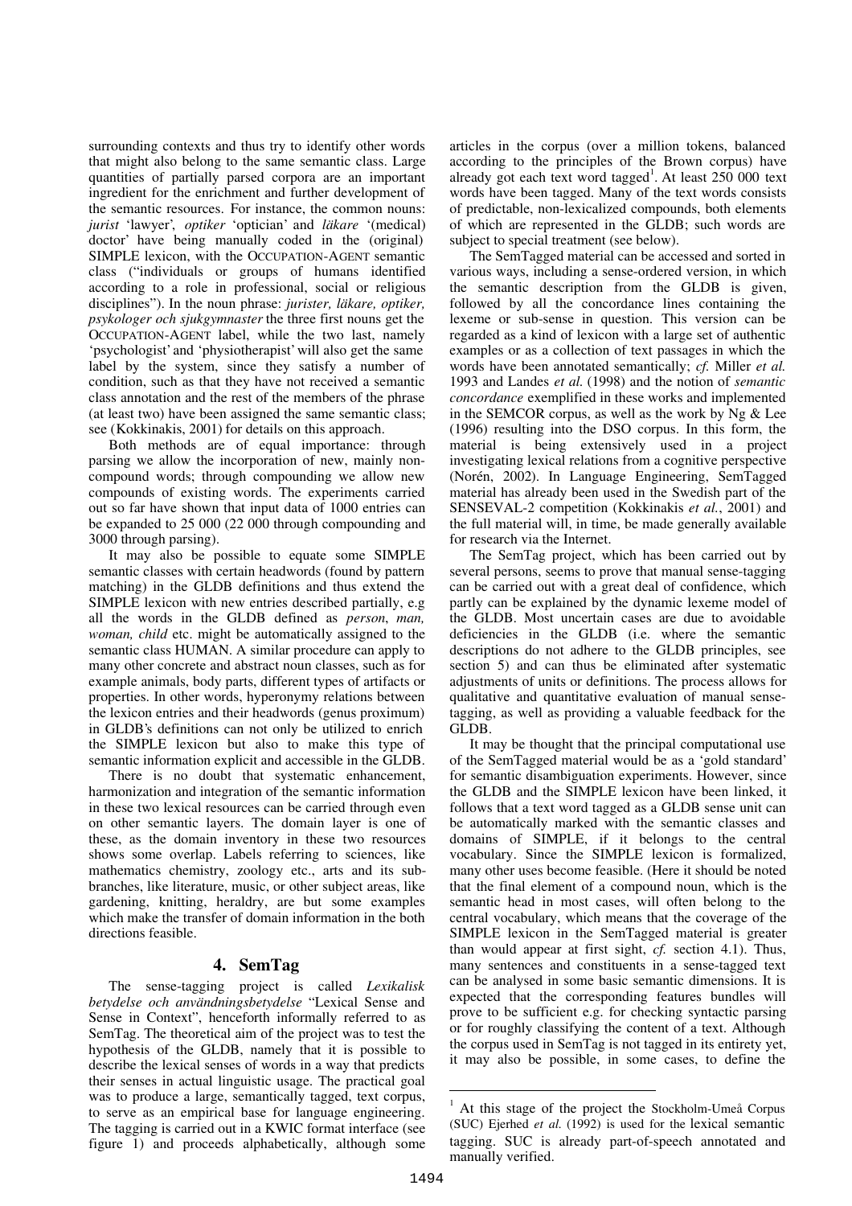surrounding contexts and thus try to identify other words that might also belong to the same semantic class. Large quantities of partially parsed corpora are an important ingredient for the enrichment and further development of the semantic resources. For instance, the common nouns: *jurist* 'lawyer', *optiker* 'optician' and *läkare* '(medical) doctor' have being manually coded in the (original) SIMPLE lexicon, with the OCCUPATION-AGENT semantic class ("individuals or groups of humans identified according to a role in professional, social or religious disciplines"). In the noun phrase: *jurister, läkare, optiker, psykologer och sjukgymnaster* the three first nouns get the OCCUPATION-AGENT label, while the two last, namely 'psychologist' and 'physiotherapist' will also get the same label by the system, since they satisfy a number of condition, such as that they have not received a semantic class annotation and the rest of the members of the phrase (at least two) have been assigned the same semantic class; see (Kokkinakis, 2001) for details on this approach.

Both methods are of equal importance: through parsing we allow the incorporation of new, mainly non-compound words; through compounding we allow new compounds of existing words. The experiments carried out so far have shown that input data of 1000 entries can be expanded to 25 000 (22 000 through compounding and 3000 through parsing).

It may also be possible to equate some SIMPLE semantic classes with certain headwords (found by pattern matching) in the GLDB definitions and thus extend the SIMPLE lexicon with new entries described partially, e.g all the words in the GLDB defined as *person*, *man, woman, child* etc. might be automatically assigned to the semantic class HUMAN. A similar procedure can apply to many other concrete and abstract noun classes, such as for example animals, body parts, different types of artifacts or properties. In other words, hyperonymy relations between the lexicon entries and their headwords (genus proximum) in GLDB's definitions can not only be utilized to enrich the SIMPLE lexicon but also to make this type of semantic information explicit and accessible in the GLDB.

There is no doubt that systematic enhancement, harmonization and integration of the semantic information in these two lexical resources can be carried through even on other semantic layers. The domain layer is one of these, as the domain inventory in these two resources shows some overlap. Labels referring to sciences, like mathematics chemistry, zoology etc., arts and its sub-branches, like literature, music, or other subject areas, like gardening, knitting, heraldry, are but some examples which make the transfer of domain information in the both directions feasible.

## 4. SemTag

The sense-tagging project is called *Lexikalisk betydelse och användningsbetydelse* "Lexical Sense and Sense in Context", henceforth informally referred to as SemTag. The theoretical aim of the project was to test the hypothesis of the GLDB, namely that it is possible to describe the lexical senses of words in a way that predicts their senses in actual linguistic usage. The practical goal was to produce a large, semantically tagged, text corpus, to serve as an empirical base for language engineering. The tagging is carried out in a KWIC format interface (see figure 1) and proceeds alphabetically, although some articles in the corpus (over a million tokens, balanced according to the principles of the Brown corpus) have already got each text word tagged[1]. At least 250 000 text words have been tagged. Many of the text words consists of predictable, non-lexicalized compounds, both elements of which are represented in the GLDB; such words are subject to special treatment (see below).

The SemTagged material can be accessed and sorted in various ways, including a sense-ordered version, in which the semantic description from the GLDB is given, followed by all the concordance lines containing the lexeme or sub-sense in question. This version can be regarded as a kind of lexicon with a large set of authentic examples or as a collection of text passages in which the words have been annotated semantically; *cf.* Miller *et al.* 1993 and Landes *et al.* (1998) and the notion of *semantic concordance* exemplified in these works and implemented in the SEMCOR corpus, as well as the work by Ng & Lee (1996) resulting into the DSO corpus. In this form, the material is being extensively used in a project investigating lexical relations from a cognitive perspective (Norén, 2002). In Language Engineering, SemTagged material has already been used in the Swedish part of the SENSEVAL-2 competition (Kokkinakis *et al.*, 2001) and the full material will, in time, be made generally available for research via the Internet.

The SemTag project, which has been carried out by several persons, seems to prove that manual sense-tagging can be carried out with a great deal of confidence, which partly can be explained by the dynamic lexeme model of the GLDB. Most uncertain cases are due to avoidable deficiencies in the GLDB (i.e. where the semantic descriptions do not adhere to the GLDB principles, see section 5) and can thus be eliminated after systematic adjustments of units or definitions. The process allows for qualitative and quantitative evaluation of manual sense-tagging, as well as providing a valuable feedback for the GLDB.

It may be thought that the principal computational use of the SemTagged material would be as a 'gold standard' for semantic disambiguation experiments. However, since the GLDB and the SIMPLE lexicon have been linked, it follows that a text word tagged as a GLDB sense unit can be automatically marked with the semantic classes and domains of SIMPLE, if it belongs to the central vocabulary. Since the SIMPLE lexicon is formalized, many other uses become feasible. (Here it should be noted that the final element of a compound noun, which is the semantic head in most cases, will often belong to the central vocabulary, which means that the coverage of the SIMPLE lexicon in the SemTagged material is greater than would appear at first sight, *cf.* section 4.1). Thus, many sentences and constituents in a sense-tagged text can be analysed in some basic semantic dimensions. It is expected that the corresponding features bundles will prove to be sufficient e.g. for checking syntactic parsing or for roughly classifying the content of a text. Although the corpus used in SemTag is not tagged in its entirety yet, it may also be possible, in some cases, to define the

---

[1] At this stage of the project the Stockholm-Umeå Corpus (SUC) Ejerhed *et al.* (1992) is used for the lexical semantic tagging. SUC is already part-of-speech annotated and manually verified.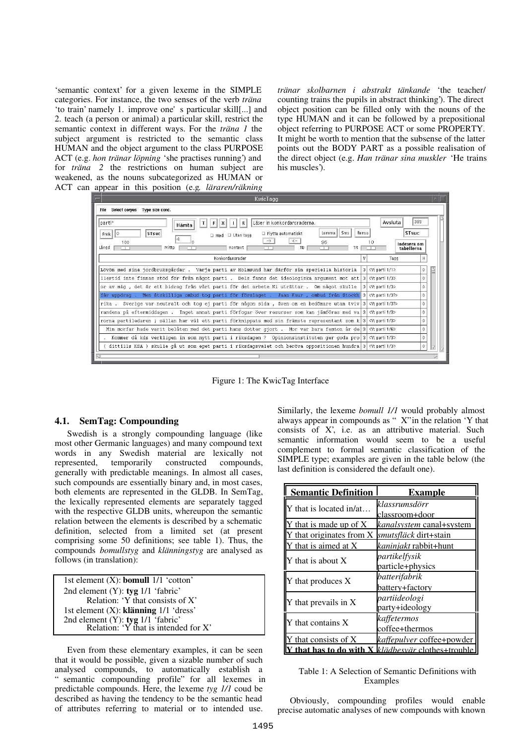'semantic context' for a given lexeme in the SIMPLE categories. For instance, the two senses of the verb *träna* 'to train' namely 1. improve one' s particular skill[...] and 2. teach (a person or animal) a particular skill, restrict the semantic context in different ways. For the *träna 1* the subject argument is restricted to the semantic class HUMAN and the object argument to the class PURPOSE ACT (e.g. *hon tränar löpning* 'she practises running') and for *träna 2* the restrictions on human subject are weakened, as the nouns subcategorized as HUMAN or ACT can appear in this position (e.g. *läraren/räkning tränar skolbarnen i abstrakt tänkande* 'the teacher/ counting trains the pupils in abstract thinking'). The direct object position can be filled only with the nouns of the type HUMAN and it can be followed by a prepositional object referring to PURPOSE ACT or some PROPERTY. It might be worth to mention that the subsense of the latter points out the BODY PART as a possible realisation of the direct object (e.g. *Han tränar sina muskler* 'He trains his muscles').

Figure 1: The KwicTag Interface

### 4.1. SemTag: Compounding

Swedish is a strongly compounding language (like most other Germanic languages) and many compound text words in any Swedish material are lexically not represented, temporarily constructed compounds, generally with predictable meanings. In almost all cases, such compounds are essentially binary and, in most cases, both elements are represented in the GLDB. In SemTag, the lexically represented elements are separately tagged with the respective GLDB units, whereupon the semantic relation between the elements is described by a schematic definition, selected from a limited set (at present comprising some 50 definitions; see table 1). Thus, the compounds *bomullstyg* and *klänningstyg* are analysed as follows (in translation):

1st element (X): **bomull** 1/1 'cotton'
2nd element (Y): **tyg** 1/1 'fabric'
Relation: 'Y that consists of X'
1st element (X): **klänning** 1/1 'dress'
2nd element (Y): **tyg** 1/1 'fabric'
Relation: 'Y that is intended for X'

Even from these elementary examples, it can be seen that it would be possible, given a sizable number of such analysed compounds, to automatically establish a " semantic compounding profile" for all lexemes in predictable compounds. Here, the lexeme *tyg 1/1* coud be described as having the tendency to be the semantic head of attributes referring to material or to intended use. Similarly, the lexeme *bomull 1/1* would probably almost always appear in compounds as " X"in the relation 'Y that consists of X', i.e. as an attributive material. Such semantic information would seem to be a useful complement to formal semantic classification of the SIMPLE type; examples are given in the table below (the last definition is considered the default one).

| Semantic Definition | Example |
|---|---|
| Y that is located in/at… | *klassrumsdörr* classroom+door |
| Y that is made up of X | *kanalsystem* canal+system |
| Y that originates from X | *smutsfläck* dirt+stain |
| Y that is aimed at X | *kaninjakt* rabbit+hunt |
| Y that is about X | *partikelfysik* particle+physics |
| Y that produces X | *batterifabrik* battery+factory |
| Y that prevails in X | *partiideologi* party+ideology |
| Y that contains X | *kaffetermos* coffee+thermos |
| Y that consists of X | *kaffepulver* coffee+powder |
| **Y that has to do with X** | *klädbesvär* clothes+trouble |

Table 1: A Selection of Semantic Definitions with Examples

Obviously, compounding profiles would enable precise automatic analyses of new compounds with known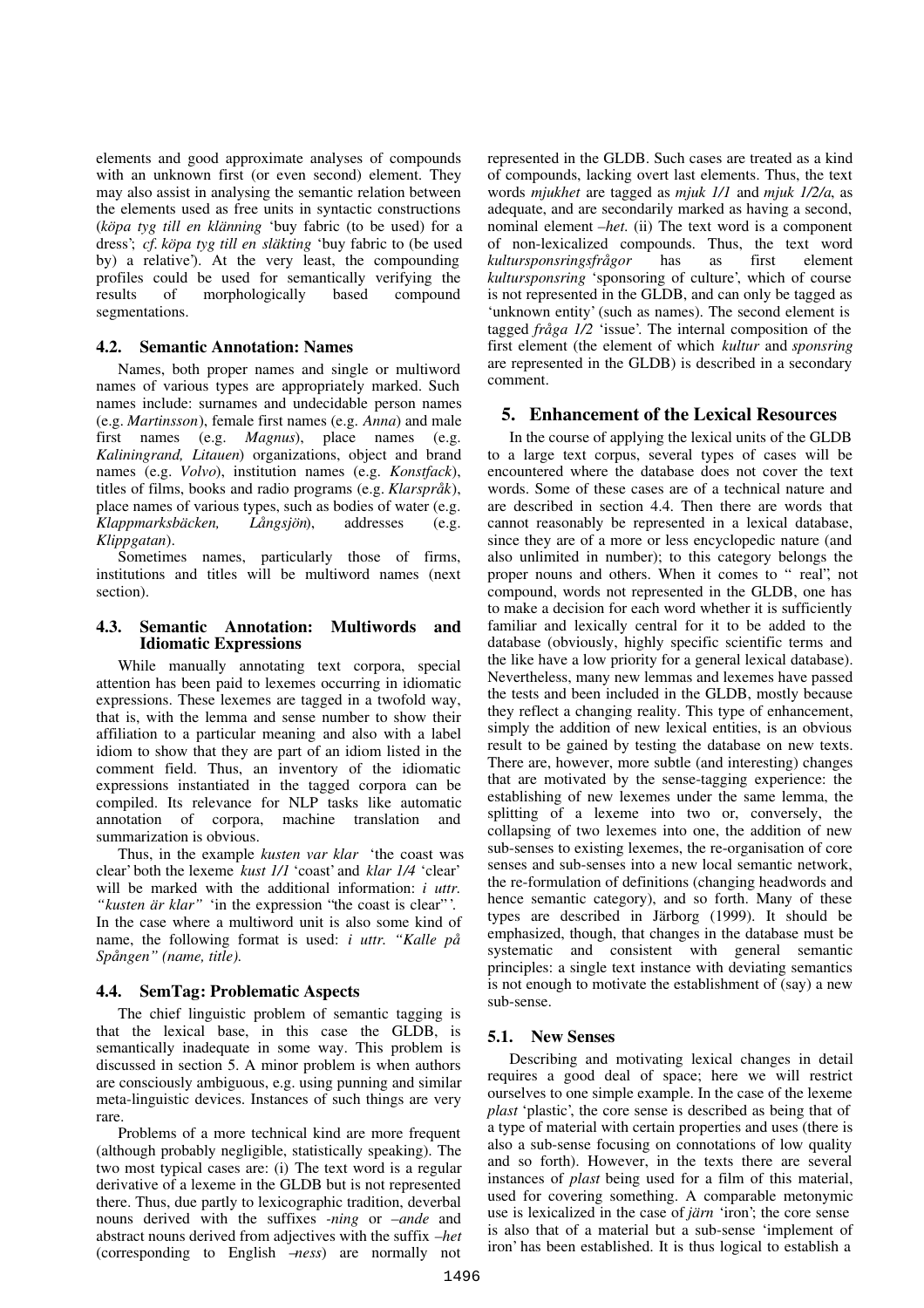elements and good approximate analyses of compounds with an unknown first (or even second) element. They may also assist in analysing the semantic relation between the elements used as free units in syntactic constructions (*köpa tyg till en klänning* 'buy fabric (to be used) for a dress'; *cf. köpa tyg till en släkting* 'buy fabric to (be used by) a relative'). At the very least, the compounding profiles could be used for semantically verifying the results of morphologically based compound segmentations.

### 4.2. Semantic Annotation: Names

Names, both proper names and single or multiword names of various types are appropriately marked. Such names include: surnames and undecidable person names (e.g. *Martinsson*), female first names (e.g. *Anna*) and male first names (e.g. *Magnus*), place names (e.g. *Kaliningrand, Litauen*) organizations, object and brand names (e.g. *Volvo*), institution names (e.g. *Konstfack*), titles of films, books and radio programs (e.g. *Klarspråk*), place names of various types, such as bodies of water (e.g. *Klappmarksbäcken, Långsjön*), addresses (e.g. *Klippgatan*).

Sometimes names, particularly those of firms, institutions and titles will be multiword names (next section).

### 4.3. Semantic Annotation: Multiwords and Idiomatic Expressions

While manually annotating text corpora, special attention has been paid to lexemes occurring in idiomatic expressions. These lexemes are tagged in a twofold way, that is, with the lemma and sense number to show their affiliation to a particular meaning and also with a label idiom to show that they are part of an idiom listed in the comment field. Thus, an inventory of the idiomatic expressions instantiated in the tagged corpora can be compiled. Its relevance for NLP tasks like automatic annotation of corpora, machine translation and summarization is obvious.

Thus, in the example *kusten var klar* 'the coast was clear' both the lexeme *kust 1/1* 'coast' and *klar 1/4* 'clear' will be marked with the additional information: *i uttr. "kusten är klar"* 'in the expression "the coast is clear"'. In the case where a multiword unit is also some kind of name, the following format is used: *i uttr. "Kalle på Spången" (name, title).*

### 4.4. SemTag: Problematic Aspects

The chief linguistic problem of semantic tagging is that the lexical base, in this case the GLDB, is semantically inadequate in some way. This problem is discussed in section 5. A minor problem is when authors are consciously ambiguous, e.g. using punning and similar meta-linguistic devices. Instances of such things are very rare.

Problems of a more technical kind are more frequent (although probably negligible, statistically speaking). The two most typical cases are: (i) The text word is a regular derivative of a lexeme in the GLDB but is not represented there. Thus, due partly to lexicographic tradition, deverbal nouns derived with the suffixes *-ning* or *–ande* and abstract nouns derived from adjectives with the suffix *–het* (corresponding to English *–ness*) are normally not represented in the GLDB. Such cases are treated as a kind of compounds, lacking overt last elements. Thus, the text words *mjukhet* are tagged as *mjuk 1/1* and *mjuk 1/2/a*, as adequate, and are secondarily marked as having a second, nominal element *–het.* (ii) The text word is a component of non-lexicalized compounds. Thus, the text word *kultursponsringsfrågor* has as first element *kultursponsring* 'sponsoring of culture', which of course is not represented in the GLDB, and can only be tagged as 'unknown entity' (such as names). The second element is tagged *fråga 1/2* 'issue'. The internal composition of the first element (the element of which *kultur* and *sponsring* are represented in the GLDB) is described in a secondary comment.

## 5. Enhancement of the Lexical Resources

In the course of applying the lexical units of the GLDB to a large text corpus, several types of cases will be encountered where the database does not cover the text words. Some of these cases are of a technical nature and are described in section 4.4. Then there are words that cannot reasonably be represented in a lexical database, since they are of a more or less encyclopedic nature (and also unlimited in number); to this category belongs the proper nouns and others. When it comes to " real", not compound, words not represented in the GLDB, one has to make a decision for each word whether it is sufficiently familiar and lexically central for it to be added to the database (obviously, highly specific scientific terms and the like have a low priority for a general lexical database). Nevertheless, many new lemmas and lexemes have passed the tests and been included in the GLDB, mostly because they reflect a changing reality. This type of enhancement, simply the addition of new lexical entities, is an obvious result to be gained by testing the database on new texts. There are, however, more subtle (and interesting) changes that are motivated by the sense-tagging experience: the establishing of new lexemes under the same lemma, the splitting of a lexeme into two or, conversely, the collapsing of two lexemes into one, the addition of new sub-senses to existing lexemes, the re-organisation of core senses and sub-senses into a new local semantic network, the re-formulation of definitions (changing headwords and hence semantic category), and so forth. Many of these types are described in Järborg (1999). It should be emphasized, though, that changes in the database must be systematic and consistent with general semantic principles: a single text instance with deviating semantics is not enough to motivate the establishment of (say) a new sub-sense.

### 5.1. New Senses

Describing and motivating lexical changes in detail requires a good deal of space; here we will restrict ourselves to one simple example. In the case of the lexeme *plast* 'plastic', the core sense is described as being that of a type of material with certain properties and uses (there is also a sub-sense focusing on connotations of low quality and so forth). However, in the texts there are several instances of *plast* being used for a film of this material, used for covering something. A comparable metonymic use is lexicalized in the case of *järn* 'iron'; the core sense is also that of a material but a sub-sense 'implement of iron' has been established. It is thus logical to establish a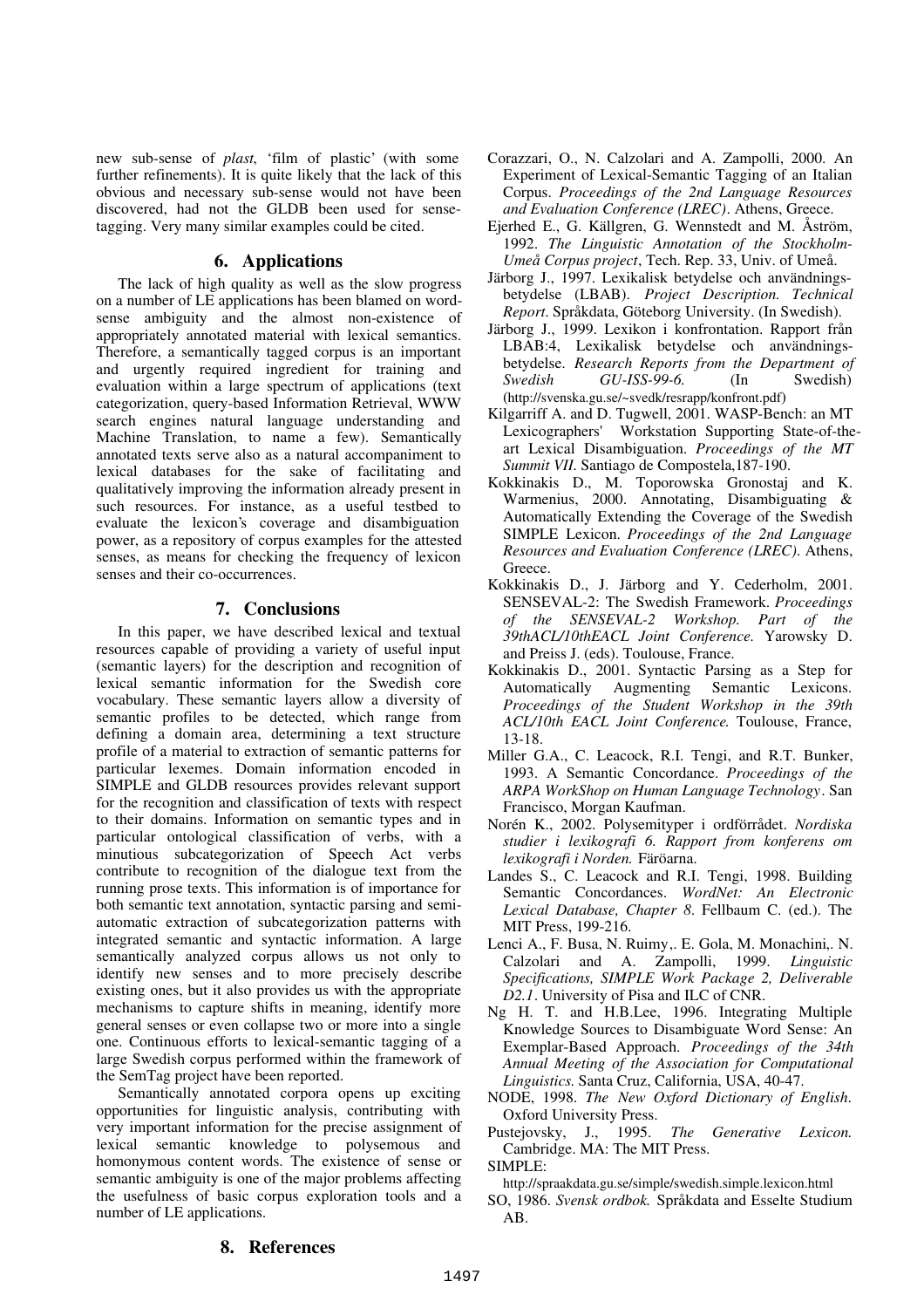new sub-sense of *plast*, 'film of plastic' (with some further refinements). It is quite likely that the lack of this obvious and necessary sub-sense would not have been discovered, had not the GLDB been used for sense-tagging. Very many similar examples could be cited.

## 6. Applications

The lack of high quality as well as the slow progress on a number of LE applications has been blamed on word-sense ambiguity and the almost non-existence of appropriately annotated material with lexical semantics. Therefore, a semantically tagged corpus is an important and urgently required ingredient for training and evaluation within a large spectrum of applications (text categorization, query-based Information Retrieval, WWW search engines natural language understanding and Machine Translation, to name a few). Semantically annotated texts serve also as a natural accompaniment to lexical databases for the sake of facilitating and qualitatively improving the information already present in such resources. For instance, as a useful testbed to evaluate the lexicon's coverage and disambiguation power, as a repository of corpus examples for the attested senses, as means for checking the frequency of lexicon senses and their co-occurrences.

## 7. Conclusions

In this paper, we have described lexical and textual resources capable of providing a variety of useful input (semantic layers) for the description and recognition of lexical semantic information for the Swedish core vocabulary. These semantic layers allow a diversity of semantic profiles to be detected, which range from defining a domain area, determining a text structure profile of a material to extraction of semantic patterns for particular lexemes. Domain information encoded in SIMPLE and GLDB resources provides relevant support for the recognition and classification of texts with respect to their domains. Information on semantic types and in particular ontological classification of verbs, with a minutious subcategorization of Speech Act verbs contribute to recognition of the dialogue text from the running prose texts. This information is of importance for both semantic text annotation, syntactic parsing and semi-automatic extraction of subcategorization patterns with integrated semantic and syntactic information. A large semantically analyzed corpus allows us not only to identify new senses and to more precisely describe existing ones, but it also provides us with the appropriate mechanisms to capture shifts in meaning, identify more general senses or even collapse two or more into a single one. Continuous efforts to lexical-semantic tagging of a large Swedish corpus performed within the framework of the SemTag project have been reported.

Semantically annotated corpora opens up exciting opportunities for linguistic analysis, contributing with very important information for the precise assignment of lexical semantic knowledge to polysemous and homonymous content words. The existence of sense or semantic ambiguity is one of the major problems affecting the usefulness of basic corpus exploration tools and a number of LE applications.

## 8. References

Corazzari, O., N. Calzolari and A. Zampolli, 2000. An Experiment of Lexical-Semantic Tagging of an Italian Corpus. *Proceedings of the 2nd Language Resources and Evaluation Conference (LREC)*. Athens, Greece.

Ejerhed E., G. Källgren, G. Wennstedt and M. Åström, 1992. *The Linguistic Annotation of the Stockholm-Umeå Corpus project*, Tech. Rep. 33, Univ. of Umeå.

Järborg J., 1997. Lexikalisk betydelse och användningsbetydelse (LBAB). *Project Description. Technical Report*. Språkdata, Göteborg University. (In Swedish).

Järborg J., 1999. Lexikon i konfrontation. Rapport från LBAB:4, Lexikalisk betydelse och användningsbetydelse. *Research Reports from the Department of Swedish GU-ISS-99-6.* (In Swedish) (http://svenska.gu.se/~svedk/resrapp/konfront.pdf)

Kilgarriff A. and D. Tugwell, 2001. WASP-Bench: an MT Lexicographers' Workstation Supporting State-of-the-art Lexical Disambiguation. *Proceedings of the MT Summit VII.* Santiago de Compostela,187-190.

Kokkinakis D., M. Toporowska Gronostaj and K. Warmenius, 2000. Annotating, Disambiguating & Automatically Extending the Coverage of the Swedish SIMPLE Lexicon. *Proceedings of the 2nd Language Resources and Evaluation Conference (LREC).* Athens, Greece.

Kokkinakis D., J. Järborg and Y. Cederholm, 2001. SENSEVAL-2: The Swedish Framework. *Proceedings of the SENSEVAL-2 Workshop. Part of the 39thACL/10thEACL Joint Conference.* Yarowsky D. and Preiss J. (eds). Toulouse, France.

Kokkinakis D., 2001. Syntactic Parsing as a Step for Automatically Augmenting Semantic Lexicons. *Proceedings of the Student Workshop in the 39th ACL/10th EACL Joint Conference.* Toulouse, France, 13-18.

Miller G.A., C. Leacock, R.I. Tengi, and R.T. Bunker, 1993. A Semantic Concordance. *Proceedings of the ARPA WorkShop on Human Language Technology*. San Francisco, Morgan Kaufman.

Norén K., 2002. Polysemityper i ordförrådet. *Nordiska studier i lexikografi 6. Rapport from konferens om lexikografi i Norden.* Färöarna.

Landes S., C. Leacock and R.I. Tengi, 1998. Building Semantic Concordances. *WordNet: An Electronic Lexical Database, Chapter 8*. Fellbaum C. (ed.). The MIT Press, 199-216.

Lenci A., F. Busa, N. Ruimy,. E. Gola, M. Monachini,. N. Calzolari and A. Zampolli, 1999. *Linguistic Specifications, SIMPLE Work Package 2, Deliverable D2.1*. University of Pisa and ILC of CNR.

Ng H. T. and H.B.Lee, 1996. Integrating Multiple Knowledge Sources to Disambiguate Word Sense: An Exemplar-Based Approach. *Proceedings of the 34th Annual Meeting of the Association for Computational Linguistics.* Santa Cruz, California, USA, 40-47.

NODE, 1998. *The New Oxford Dictionary of English.* Oxford University Press.

Pustejovsky, J., 1995. *The Generative Lexicon.* Cambridge. MA: The MIT Press.

SIMPLE: http://spraakdata.gu.se/simple/swedish.simple.lexicon.html

SO, 1986. *Svensk ordbok.* Språkdata and Esselte Studium AB.